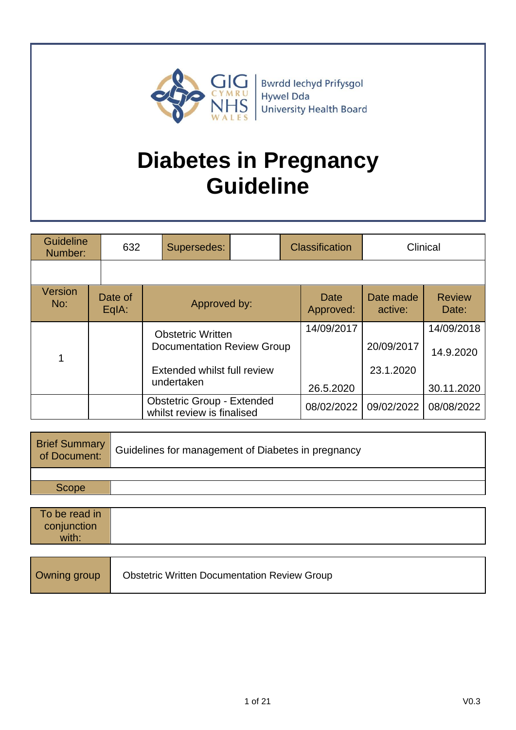GIG CYMRU NHS WALES | Bwrdd Iechyd Prifysgol Hywel Dda University Health Board

# Diabetes in Pregnancy Guideline

| Guideline Number: | 632 | Supersedes: | | Classification | Clinical |
|---|---|---|---|---|---|

| Version No: | Date of EqIA: | Approved by: | Date Approved: | Date made active: | Review Date: |
|---|---|---|---|---|---|
| 1 | | Obstetric Written Documentation Review Group<br><br>Extended whilst full review undertaken | 14/09/2017<br><br>26.5.2020 | 20/09/2017<br><br>23.1.2020 | 14/09/2018<br>14.9.2020<br>30.11.2020 |
| | | Obstetric Group - Extended whilst review is finalised | 08/02/2022 | 09/02/2022 | 08/08/2022 |

| Brief Summary of Document: | Guidelines for management of Diabetes in pregnancy |
|---|---|
| | |
| Scope | |

| To be read in conjunction with: | |
|---|---|

| Owning group | Obstetric Written Documentation Review Group |
|---|---|

V0.3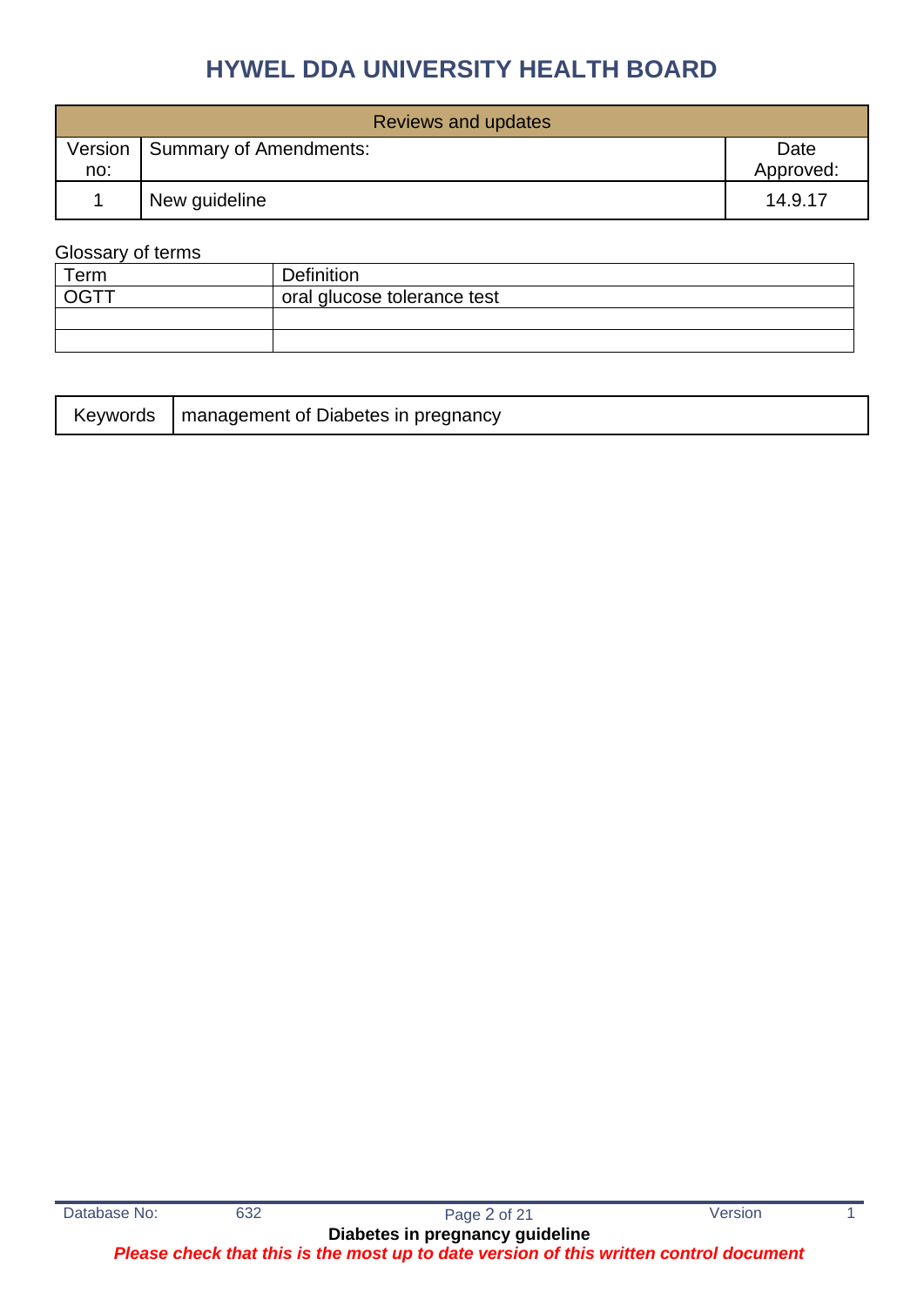# HYWEL DDA UNIVERSITY HEALTH BOARD

| Reviews and updates | | |
|---|---|---|
| Version no: | Summary of Amendments: | Date Approved: |
| 1 | New guideline | 14.9.17 |

Glossary of terms

| Term | Definition |
|---|---|
| OGTT | oral glucose tolerance test |
| | |
| | |

| Keywords | management of Diabetes in pregnancy |
|---|---|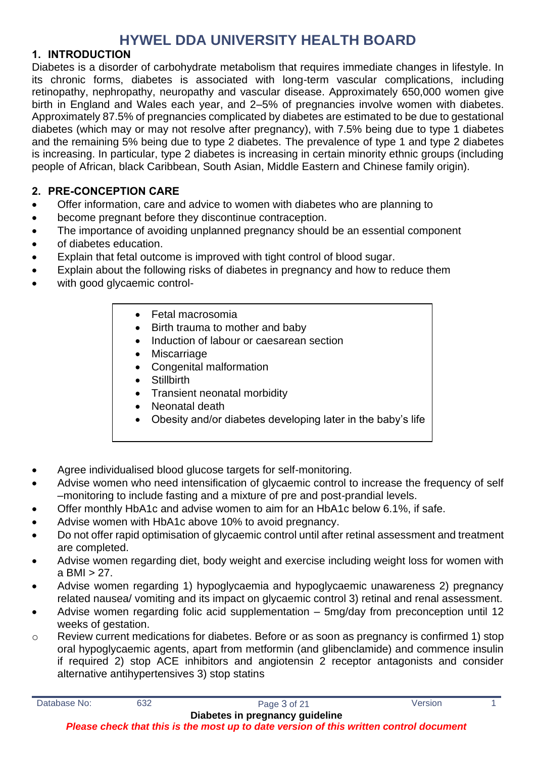# HYWEL DDA UNIVERSITY HEALTH BOARD

## 1. INTRODUCTION

Diabetes is a disorder of carbohydrate metabolism that requires immediate changes in lifestyle. In its chronic forms, diabetes is associated with long-term vascular complications, including retinopathy, nephropathy, neuropathy and vascular disease. Approximately 650,000 women give birth in England and Wales each year, and 2–5% of pregnancies involve women with diabetes. Approximately 87.5% of pregnancies complicated by diabetes are estimated to be due to gestational diabetes (which may or may not resolve after pregnancy), with 7.5% being due to type 1 diabetes and the remaining 5% being due to type 2 diabetes. The prevalence of type 1 and type 2 diabetes is increasing. In particular, type 2 diabetes is increasing in certain minority ethnic groups (including people of African, black Caribbean, South Asian, Middle Eastern and Chinese family origin).

## 2. PRE-CONCEPTION CARE

- Offer information, care and advice to women with diabetes who are planning to
- become pregnant before they discontinue contraception.
- The importance of avoiding unplanned pregnancy should be an essential component
- of diabetes education.
- Explain that fetal outcome is improved with tight control of blood sugar.
- Explain about the following risks of diabetes in pregnancy and how to reduce them
- with good glycaemic control-

    - Fetal macrosomia
    - Birth trauma to mother and baby
    - Induction of labour or caesarean section
    - Miscarriage
    - Congenital malformation
    - Stillbirth
    - Transient neonatal morbidity
    - Neonatal death
    - Obesity and/or diabetes developing later in the baby's life

- Agree individualised blood glucose targets for self-monitoring.
- Advise women who need intensification of glycaemic control to increase the frequency of self –monitoring to include fasting and a mixture of pre and post-prandial levels.
- Offer monthly HbA1c and advise women to aim for an HbA1c below 6.1%, if safe.
- Advise women with HbA1c above 10% to avoid pregnancy.
- Do not offer rapid optimisation of glycaemic control until after retinal assessment and treatment are completed.
- Advise women regarding diet, body weight and exercise including weight loss for women with a BMI > 27.
- Advise women regarding 1) hypoglycaemia and hypoglycaemic unawareness 2) pregnancy related nausea/ vomiting and its impact on glycaemic control 3) retinal and renal assessment.
- Advise women regarding folic acid supplementation – 5mg/day from preconception until 12 weeks of gestation.
- Review current medications for diabetes. Before or as soon as pregnancy is confirmed 1) stop oral hypoglycaemic agents, apart from metformin (and glibenclamide) and commence insulin if required 2) stop ACE inhibitors and angiotensin 2 receptor antagonists and consider alternative antihypertensives 3) stop statins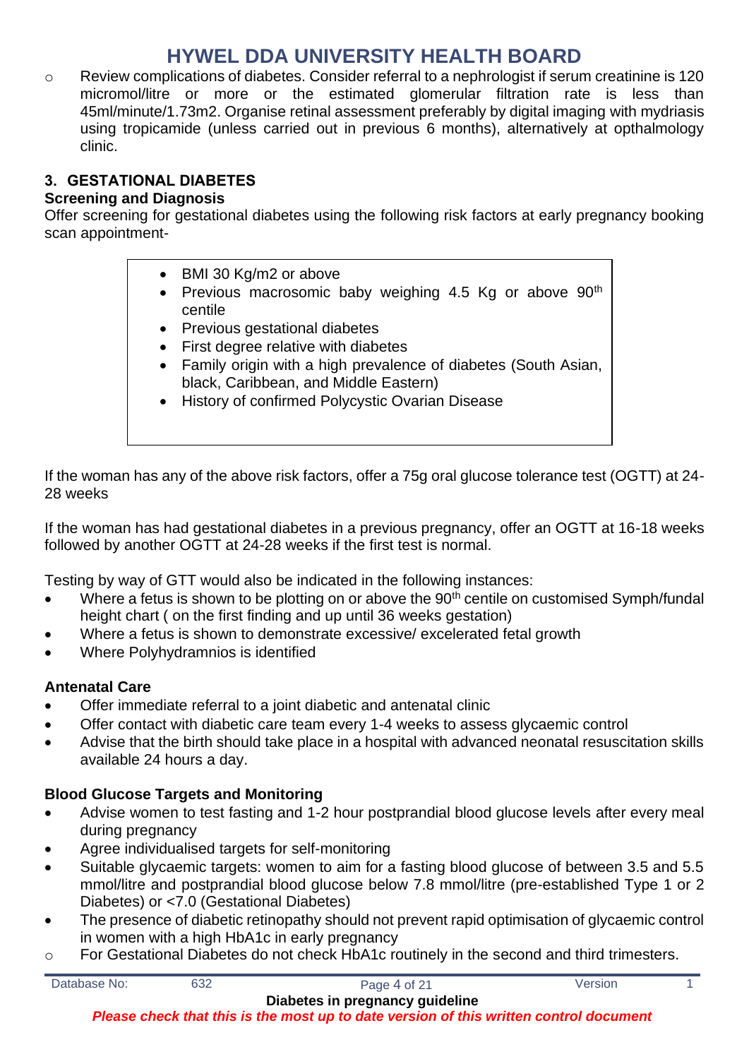- Review complications of diabetes. Consider referral to a nephrologist if serum creatinine is 120 micromol/litre or more or the estimated glomerular filtration rate is less than 45ml/minute/1.73m2. Organise retinal assessment preferably by digital imaging with mydriasis using tropicamide (unless carried out in previous 6 months), alternatively at opthalmology clinic.

## 3. GESTATIONAL DIABETES

### Screening and Diagnosis

Offer screening for gestational diabetes using the following risk factors at early pregnancy booking scan appointment-

- BMI 30 Kg/m2 or above
- Previous macrosomic baby weighing 4.5 Kg or above 90th centile
- Previous gestational diabetes
- First degree relative with diabetes
- Family origin with a high prevalence of diabetes (South Asian, black, Caribbean, and Middle Eastern)
- History of confirmed Polycystic Ovarian Disease

If the woman has any of the above risk factors, offer a 75g oral glucose tolerance test (OGTT) at 24-28 weeks

If the woman has had gestational diabetes in a previous pregnancy, offer an OGTT at 16-18 weeks followed by another OGTT at 24-28 weeks if the first test is normal.

Testing by way of GTT would also be indicated in the following instances:

- Where a fetus is shown to be plotting on or above the 90th centile on customised Symph/fundal height chart ( on the first finding and up until 36 weeks gestation)
- Where a fetus is shown to demonstrate excessive/ excelerated fetal growth
- Where Polyhydramnios is identified

### Antenatal Care

- Offer immediate referral to a joint diabetic and antenatal clinic
- Offer contact with diabetic care team every 1-4 weeks to assess glycaemic control
- Advise that the birth should take place in a hospital with advanced neonatal resuscitation skills available 24 hours a day.

### Blood Glucose Targets and Monitoring

- Advise women to test fasting and 1-2 hour postprandial blood glucose levels after every meal during pregnancy
- Agree individualised targets for self-monitoring
- Suitable glycaemic targets: women to aim for a fasting blood glucose of between 3.5 and 5.5 mmol/litre and postprandial blood glucose below 7.8 mmol/litre (pre-established Type 1 or 2 Diabetes) or <7.0 (Gestational Diabetes)
- The presence of diabetic retinopathy should not prevent rapid optimisation of glycaemic control in women with a high HbA1c in early pregnancy
    - For Gestational Diabetes do not check HbA1c routinely in the second and third trimesters.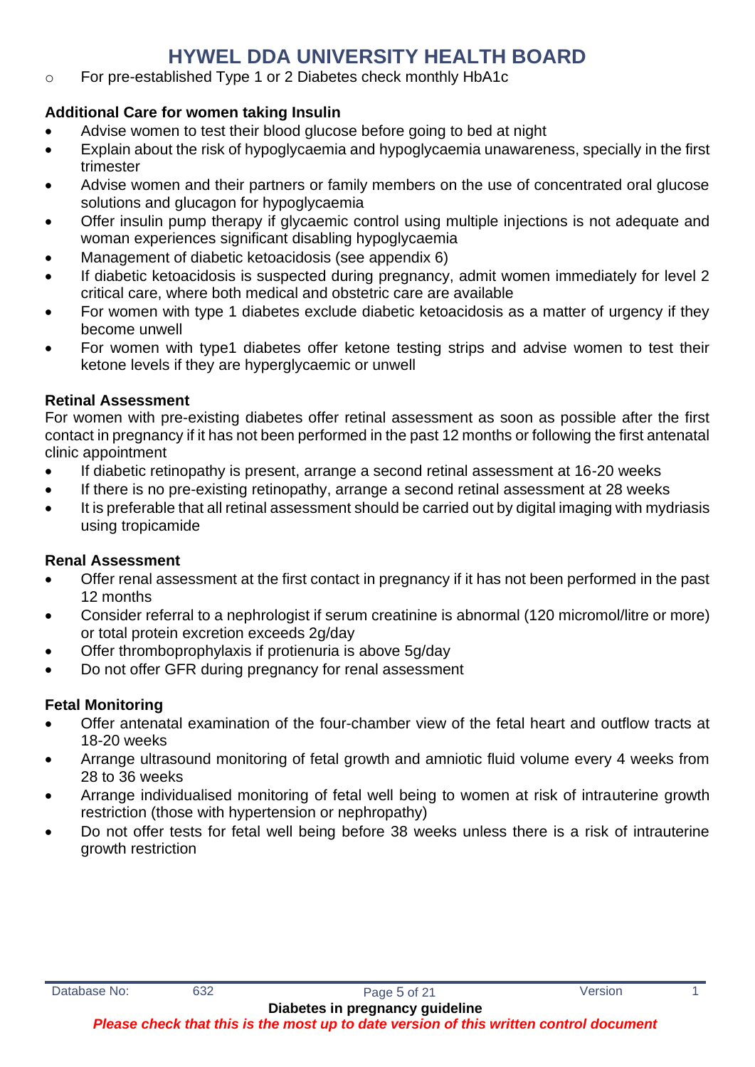- For pre-established Type 1 or 2 Diabetes check monthly HbA1c

**Additional Care for women taking Insulin**

- Advise women to test their blood glucose before going to bed at night
- Explain about the risk of hypoglycaemia and hypoglycaemia unawareness, specially in the first trimester
- Advise women and their partners or family members on the use of concentrated oral glucose solutions and glucagon for hypoglycaemia
- Offer insulin pump therapy if glycaemic control using multiple injections is not adequate and woman experiences significant disabling hypoglycaemia
- Management of diabetic ketoacidosis (see appendix 6)
- If diabetic ketoacidosis is suspected during pregnancy, admit women immediately for level 2 critical care, where both medical and obstetric care are available
- For women with type 1 diabetes exclude diabetic ketoacidosis as a matter of urgency if they become unwell
- For women with type1 diabetes offer ketone testing strips and advise women to test their ketone levels if they are hyperglycaemic or unwell

**Retinal Assessment**

For women with pre-existing diabetes offer retinal assessment as soon as possible after the first contact in pregnancy if it has not been performed in the past 12 months or following the first antenatal clinic appointment

- If diabetic retinopathy is present, arrange a second retinal assessment at 16-20 weeks
- If there is no pre-existing retinopathy, arrange a second retinal assessment at 28 weeks
- It is preferable that all retinal assessment should be carried out by digital imaging with mydriasis using tropicamide

**Renal Assessment**

- Offer renal assessment at the first contact in pregnancy if it has not been performed in the past 12 months
- Consider referral to a nephrologist if serum creatinine is abnormal (120 micromol/litre or more) or total protein excretion exceeds 2g/day
- Offer thromboprophylaxis if protienuria is above 5g/day
- Do not offer GFR during pregnancy for renal assessment

**Fetal Monitoring**

- Offer antenatal examination of the four-chamber view of the fetal heart and outflow tracts at 18-20 weeks
- Arrange ultrasound monitoring of fetal growth and amniotic fluid volume every 4 weeks from 28 to 36 weeks
- Arrange individualised monitoring of fetal well being to women at risk of intrauterine growth restriction (those with hypertension or nephropathy)
- Do not offer tests for fetal well being before 38 weeks unless there is a risk of intrauterine growth restriction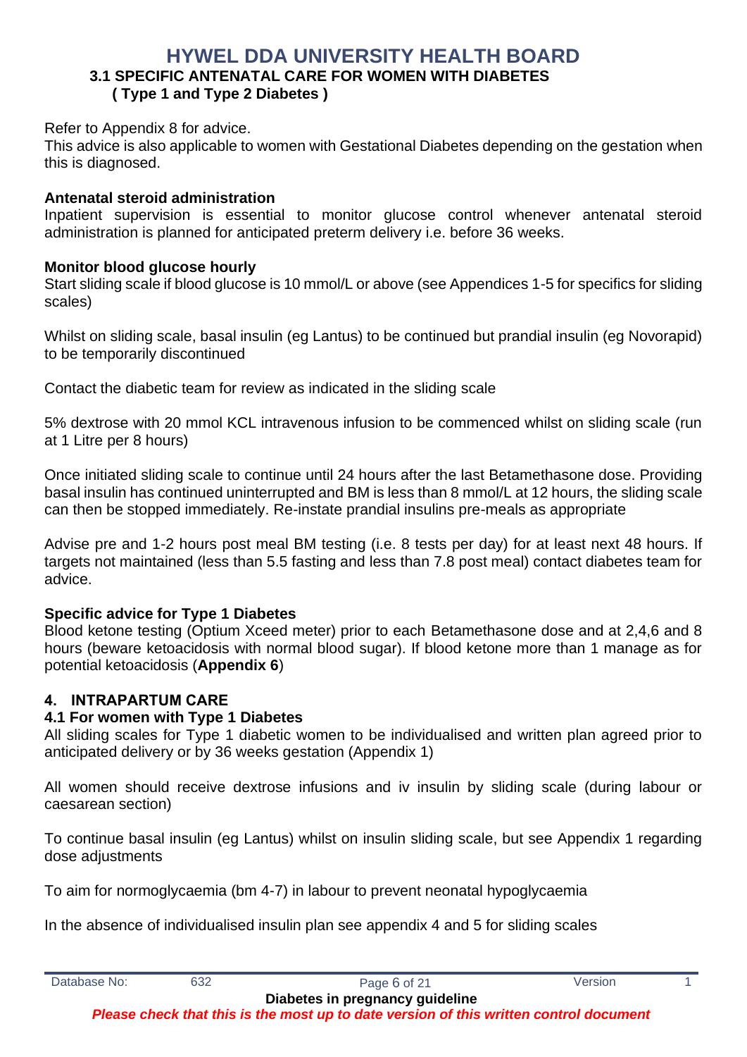# HYWEL DDA UNIVERSITY HEALTH BOARD

### 3.1 SPECIFIC ANTENATAL CARE FOR WOMEN WITH DIABETES ( Type 1 and Type 2 Diabetes )

Refer to Appendix 8 for advice.
This advice is also applicable to women with Gestational Diabetes depending on the gestation when this is diagnosed.

**Antenatal steroid administration**
Inpatient supervision is essential to monitor glucose control whenever antenatal steroid administration is planned for anticipated preterm delivery i.e. before 36 weeks.

**Monitor blood glucose hourly**
Start sliding scale if blood glucose is 10 mmol/L or above (see Appendices 1-5 for specifics for sliding scales)

Whilst on sliding scale, basal insulin (eg Lantus) to be continued but prandial insulin (eg Novorapid) to be temporarily discontinued

Contact the diabetic team for review as indicated in the sliding scale

5% dextrose with 20 mmol KCL intravenous infusion to be commenced whilst on sliding scale (run at 1 Litre per 8 hours)

Once initiated sliding scale to continue until 24 hours after the last Betamethasone dose. Providing basal insulin has continued uninterrupted and BM is less than 8 mmol/L at 12 hours, the sliding scale can then be stopped immediately. Re-instate prandial insulins pre-meals as appropriate

Advise pre and 1-2 hours post meal BM testing (i.e. 8 tests per day) for at least next 48 hours. If targets not maintained (less than 5.5 fasting and less than 7.8 post meal) contact diabetes team for advice.

**Specific advice for Type 1 Diabetes**
Blood ketone testing (Optium Xceed meter) prior to each Betamethasone dose and at 2,4,6 and 8 hours (beware ketoacidosis with normal blood sugar). If blood ketone more than 1 manage as for potential ketoacidosis (**Appendix 6**)

## 4. INTRAPARTUM CARE

### 4.1 For women with Type 1 Diabetes

All sliding scales for Type 1 diabetic women to be individualised and written plan agreed prior to anticipated delivery or by 36 weeks gestation (Appendix 1)

All women should receive dextrose infusions and iv insulin by sliding scale (during labour or caesarean section)

To continue basal insulin (eg Lantus) whilst on insulin sliding scale, but see Appendix 1 regarding dose adjustments

To aim for normoglycaemia (bm 4-7) in labour to prevent neonatal hypoglycaemia

In the absence of individualised insulin plan see appendix 4 and 5 for sliding scales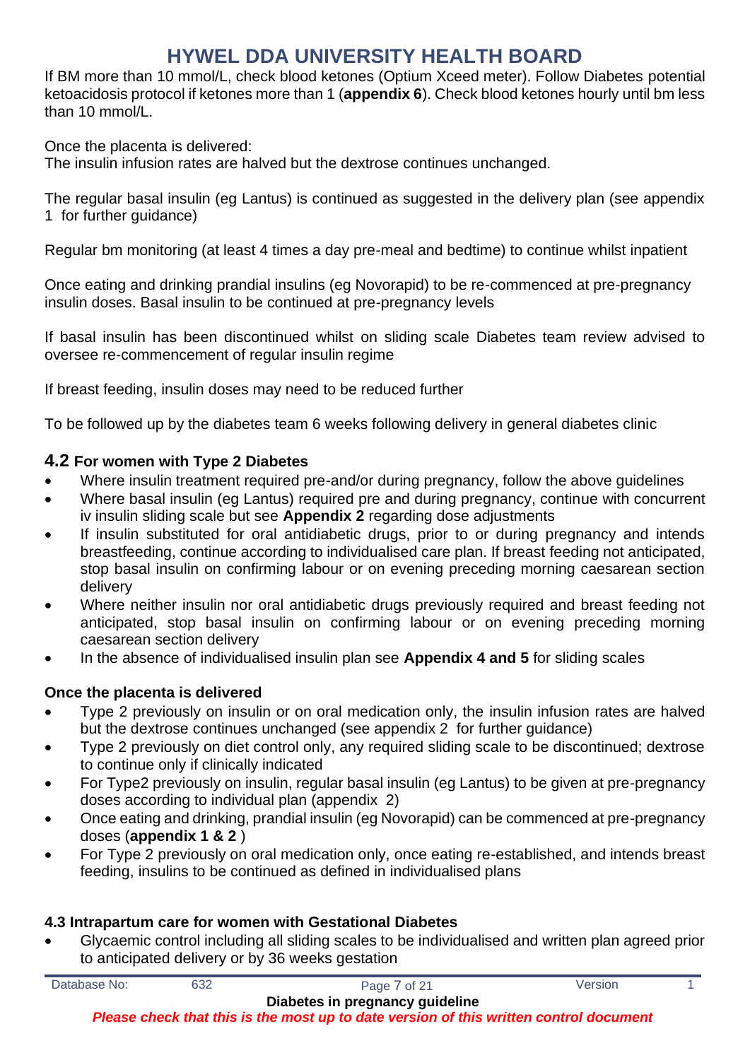If BM more than 10 mmol/L, check blood ketones (Optium Xceed meter). Follow Diabetes potential ketoacidosis protocol if ketones more than 1 (**appendix 6**). Check blood ketones hourly until bm less than 10 mmol/L.

Once the placenta is delivered:
The insulin infusion rates are halved but the dextrose continues unchanged.

The regular basal insulin (eg Lantus) is continued as suggested in the delivery plan (see appendix 1 for further guidance)

Regular bm monitoring (at least 4 times a day pre-meal and bedtime) to continue whilst inpatient

Once eating and drinking prandial insulins (eg Novorapid) to be re-commenced at pre-pregnancy insulin doses. Basal insulin to be continued at pre-pregnancy levels

If basal insulin has been discontinued whilst on sliding scale Diabetes team review advised to oversee re-commencement of regular insulin regime

If breast feeding, insulin doses may need to be reduced further

To be followed up by the diabetes team 6 weeks following delivery in general diabetes clinic

### 4.2 For women with Type 2 Diabetes

- Where insulin treatment required pre-and/or during pregnancy, follow the above guidelines
- Where basal insulin (eg Lantus) required pre and during pregnancy, continue with concurrent iv insulin sliding scale but see **Appendix 2** regarding dose adjustments
- If insulin substituted for oral antidiabetic drugs, prior to or during pregnancy and intends breastfeeding, continue according to individualised care plan. If breast feeding not anticipated, stop basal insulin on confirming labour or on evening preceding morning caesarean section delivery
- Where neither insulin nor oral antidiabetic drugs previously required and breast feeding not anticipated, stop basal insulin on confirming labour or on evening preceding morning caesarean section delivery
- In the absence of individualised insulin plan see **Appendix 4 and 5** for sliding scales

**Once the placenta is delivered**

- Type 2 previously on insulin or on oral medication only, the insulin infusion rates are halved but the dextrose continues unchanged (see appendix 2 for further guidance)
- Type 2 previously on diet control only, any required sliding scale to be discontinued; dextrose to continue only if clinically indicated
- For Type2 previously on insulin, regular basal insulin (eg Lantus) to be given at pre-pregnancy doses according to individual plan (appendix 2)
- Once eating and drinking, prandial insulin (eg Novorapid) can be commenced at pre-pregnancy doses (**appendix 1 & 2** )
- For Type 2 previously on oral medication only, once eating re-established, and intends breast feeding, insulins to be continued as defined in individualised plans

### 4.3 Intrapartum care for women with Gestational Diabetes

- Glycaemic control including all sliding scales to be individualised and written plan agreed prior to anticipated delivery or by 36 weeks gestation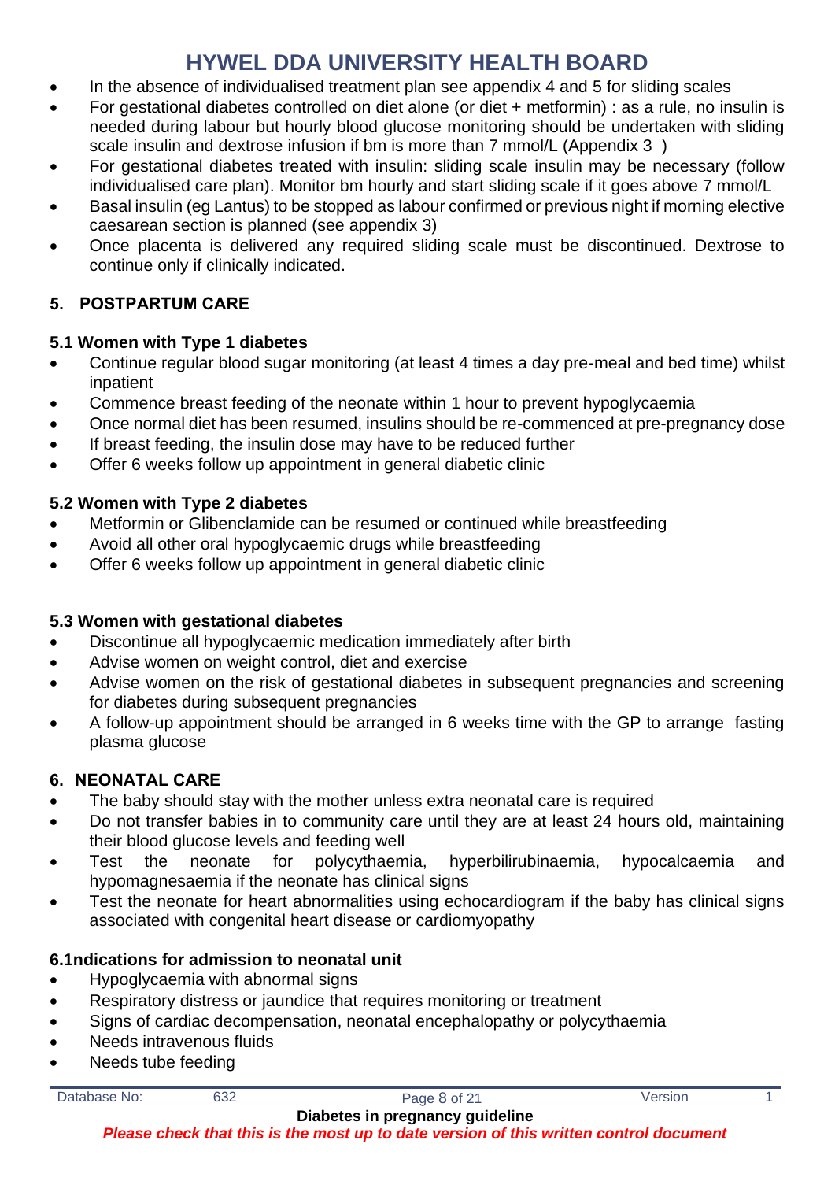- In the absence of individualised treatment plan see appendix 4 and 5 for sliding scales
- For gestational diabetes controlled on diet alone (or diet + metformin) : as a rule, no insulin is needed during labour but hourly blood glucose monitoring should be undertaken with sliding scale insulin and dextrose infusion if bm is more than 7 mmol/L (Appendix 3 )
- For gestational diabetes treated with insulin: sliding scale insulin may be necessary (follow individualised care plan). Monitor bm hourly and start sliding scale if it goes above 7 mmol/L
- Basal insulin (eg Lantus) to be stopped as labour confirmed or previous night if morning elective caesarean section is planned (see appendix 3)
- Once placenta is delivered any required sliding scale must be discontinued. Dextrose to continue only if clinically indicated.

## 5. POSTPARTUM CARE

### 5.1 Women with Type 1 diabetes

- Continue regular blood sugar monitoring (at least 4 times a day pre-meal and bed time) whilst inpatient
- Commence breast feeding of the neonate within 1 hour to prevent hypoglycaemia
- Once normal diet has been resumed, insulins should be re-commenced at pre-pregnancy dose
- If breast feeding, the insulin dose may have to be reduced further
- Offer 6 weeks follow up appointment in general diabetic clinic

### 5.2 Women with Type 2 diabetes

- Metformin or Glibenclamide can be resumed or continued while breastfeeding
- Avoid all other oral hypoglycaemic drugs while breastfeeding
- Offer 6 weeks follow up appointment in general diabetic clinic

### 5.3 Women with gestational diabetes

- Discontinue all hypoglycaemic medication immediately after birth
- Advise women on weight control, diet and exercise
- Advise women on the risk of gestational diabetes in subsequent pregnancies and screening for diabetes during subsequent pregnancies
- A follow-up appointment should be arranged in 6 weeks time with the GP to arrange fasting plasma glucose

## 6. NEONATAL CARE

- The baby should stay with the mother unless extra neonatal care is required
- Do not transfer babies in to community care until they are at least 24 hours old, maintaining their blood glucose levels and feeding well
- Test the neonate for polycythaemia, hyperbilirubinaemia, hypocalcaemia and hypomagnesaemia if the neonate has clinical signs
- Test the neonate for heart abnormalities using echocardiogram if the baby has clinical signs associated with congenital heart disease or cardiomyopathy

### 6.1ndications for admission to neonatal unit

- Hypoglycaemia with abnormal signs
- Respiratory distress or jaundice that requires monitoring or treatment
- Signs of cardiac decompensation, neonatal encephalopathy or polycythaemia
- Needs intravenous fluids
- Needs tube feeding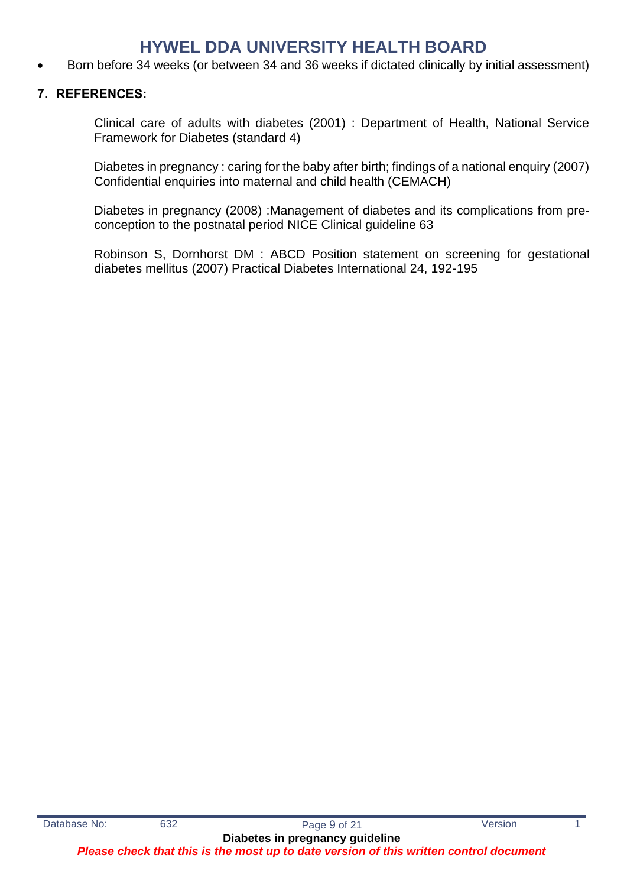- Born before 34 weeks (or between 34 and 36 weeks if dictated clinically by initial assessment)

## 7. REFERENCES:

Clinical care of adults with diabetes (2001) : Department of Health, National Service Framework for Diabetes (standard 4)

Diabetes in pregnancy : caring for the baby after birth; findings of a national enquiry (2007) Confidential enquiries into maternal and child health (CEMACH)

Diabetes in pregnancy (2008) :Management of diabetes and its complications from pre-conception to the postnatal period NICE Clinical guideline 63

Robinson S, Dornhorst DM : ABCD Position statement on screening for gestational diabetes mellitus (2007) Practical Diabetes International 24, 192-195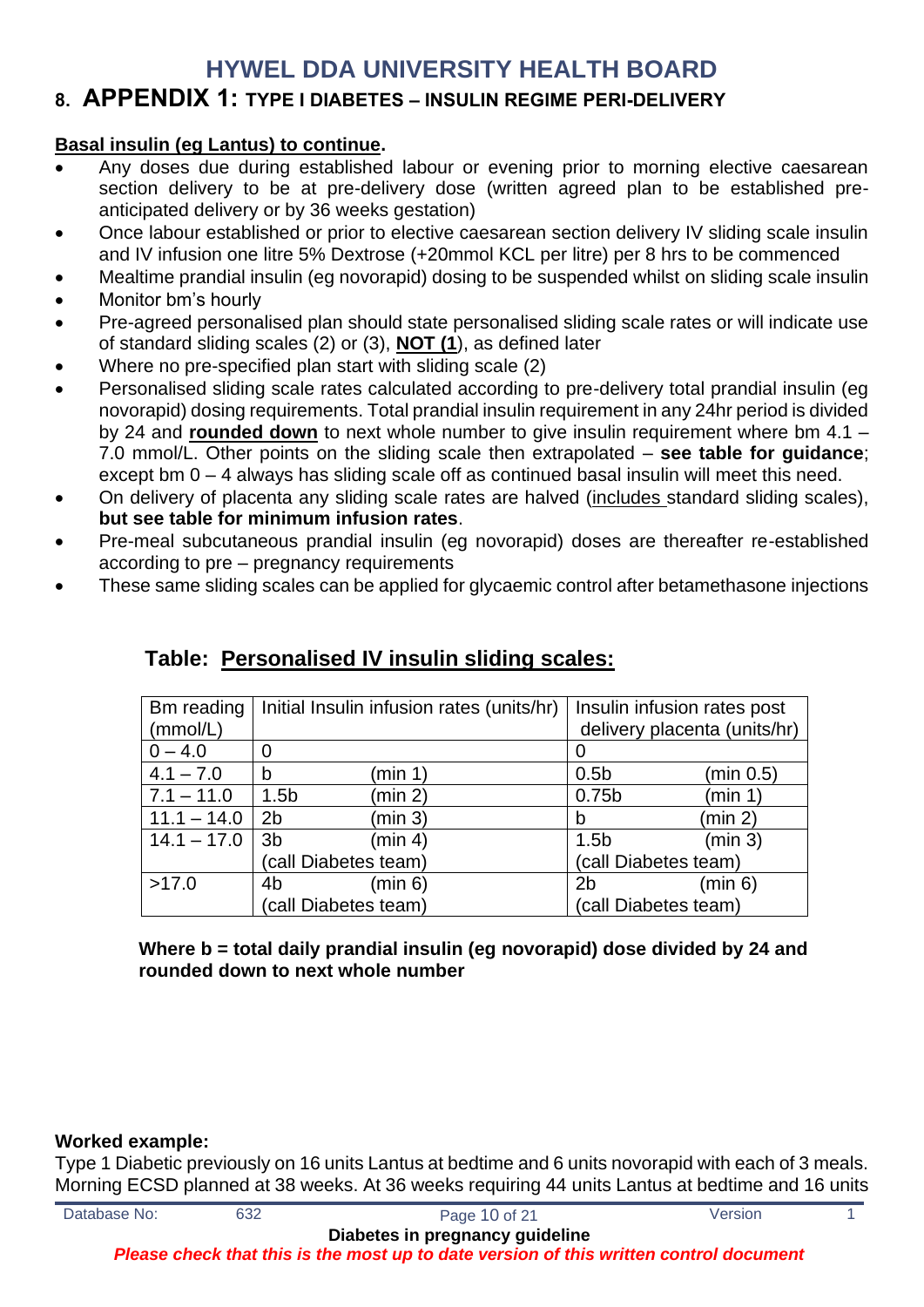# HYWEL DDA UNIVERSITY HEALTH BOARD

## 8. APPENDIX 1: TYPE I DIABETES – INSULIN REGIME PERI-DELIVERY

**Basal insulin (eg Lantus) to continue.**

- Any doses due during established labour or evening prior to morning elective caesarean section delivery to be at pre-delivery dose (written agreed plan to be established pre-anticipated delivery or by 36 weeks gestation)
- Once labour established or prior to elective caesarean section delivery IV sliding scale insulin and IV infusion one litre 5% Dextrose (+20mmol KCL per litre) per 8 hrs to be commenced
- Mealtime prandial insulin (eg novorapid) dosing to be suspended whilst on sliding scale insulin
- Monitor bm's hourly
- Pre-agreed personalised plan should state personalised sliding scale rates or will indicate use of standard sliding scales (2) or (3), **NOT (1**), as defined later
- Where no pre-specified plan start with sliding scale (2)
- Personalised sliding scale rates calculated according to pre-delivery total prandial insulin (eg novorapid) dosing requirements. Total prandial insulin requirement in any 24hr period is divided by 24 and **rounded down** to next whole number to give insulin requirement where bm 4.1 – 7.0 mmol/L. Other points on the sliding scale then extrapolated – **see table for guidance**; except bm 0 – 4 always has sliding scale off as continued basal insulin will meet this need.
- On delivery of placenta any sliding scale rates are halved (includes standard sliding scales), **but see table for minimum infusion rates**.
- Pre-meal subcutaneous prandial insulin (eg novorapid) doses are thereafter re-established according to pre – pregnancy requirements
- These same sliding scales can be applied for glycaemic control after betamethasone injections

### Table: Personalised IV insulin sliding scales:

| Bm reading (mmol/L) | Initial Insulin infusion rates (units/hr) | Insulin infusion rates post delivery placenta (units/hr) |
|---|---|---|
| 0 – 4.0 | 0 | 0 |
| 4.1 – 7.0 | b (min 1) | 0.5b (min 0.5) |
| 7.1 – 11.0 | 1.5b (min 2) | 0.75b (min 1) |
| 11.1 – 14.0 | 2b (min 3) | b (min 2) |
| 14.1 – 17.0 | 3b (min 4) (call Diabetes team) | 1.5b (min 3) (call Diabetes team) |
| >17.0 | 4b (min 6) (call Diabetes team) | 2b (min 6) (call Diabetes team) |

**Where b = total daily prandial insulin (eg novorapid) dose divided by 24 and rounded down to next whole number**

**Worked example:**

Type 1 Diabetic previously on 16 units Lantus at bedtime and 6 units novorapid with each of 3 meals. Morning ECSD planned at 38 weeks. At 36 weeks requiring 44 units Lantus at bedtime and 16 units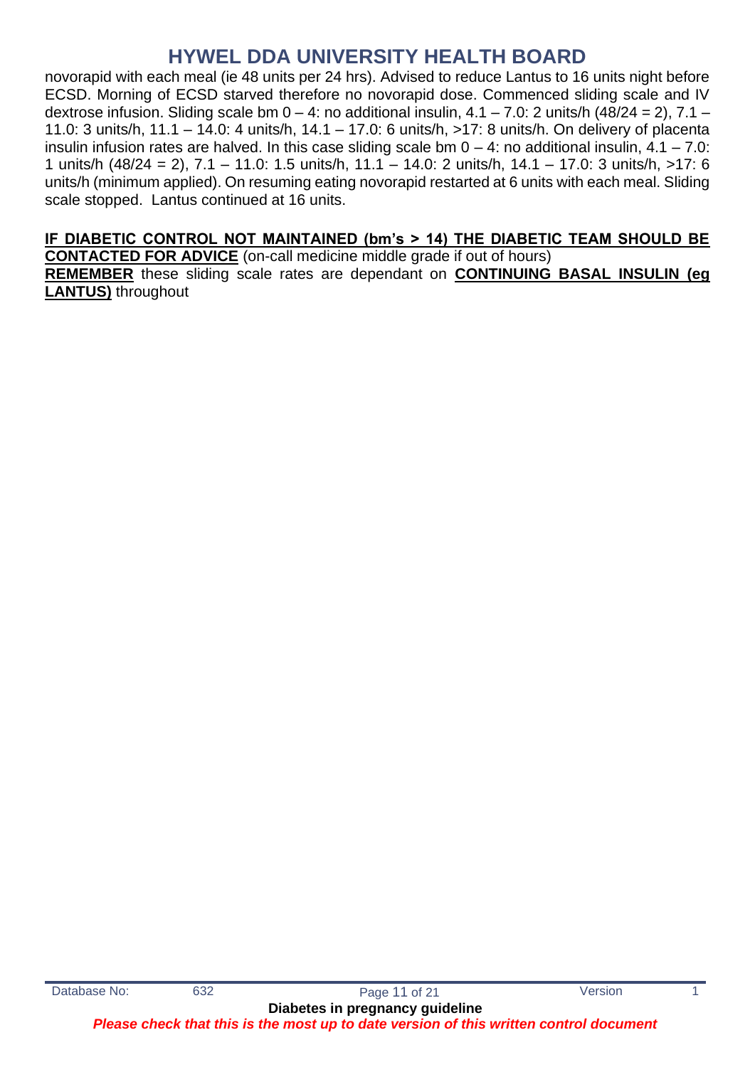novorapid with each meal (ie 48 units per 24 hrs). Advised to reduce Lantus to 16 units night before ECSD. Morning of ECSD starved therefore no novorapid dose. Commenced sliding scale and IV dextrose infusion. Sliding scale bm 0 – 4: no additional insulin, 4.1 – 7.0: 2 units/h (48/24 = 2), 7.1 – 11.0: 3 units/h, 11.1 – 14.0: 4 units/h, 14.1 – 17.0: 6 units/h, >17: 8 units/h. On delivery of placenta insulin infusion rates are halved. In this case sliding scale bm 0 – 4: no additional insulin, 4.1 – 7.0: 1 units/h (48/24 = 2), 7.1 – 11.0: 1.5 units/h, 11.1 – 14.0: 2 units/h, 14.1 – 17.0: 3 units/h, >17: 6 units/h (minimum applied). On resuming eating novorapid restarted at 6 units with each meal. Sliding scale stopped. Lantus continued at 16 units.

**IF DIABETIC CONTROL NOT MAINTAINED (bm's > 14) THE DIABETIC TEAM SHOULD BE CONTACTED FOR ADVICE** (on-call medicine middle grade if out of hours)

**REMEMBER** these sliding scale rates are dependant on **CONTINUING BASAL INSULIN (eg LANTUS)** throughout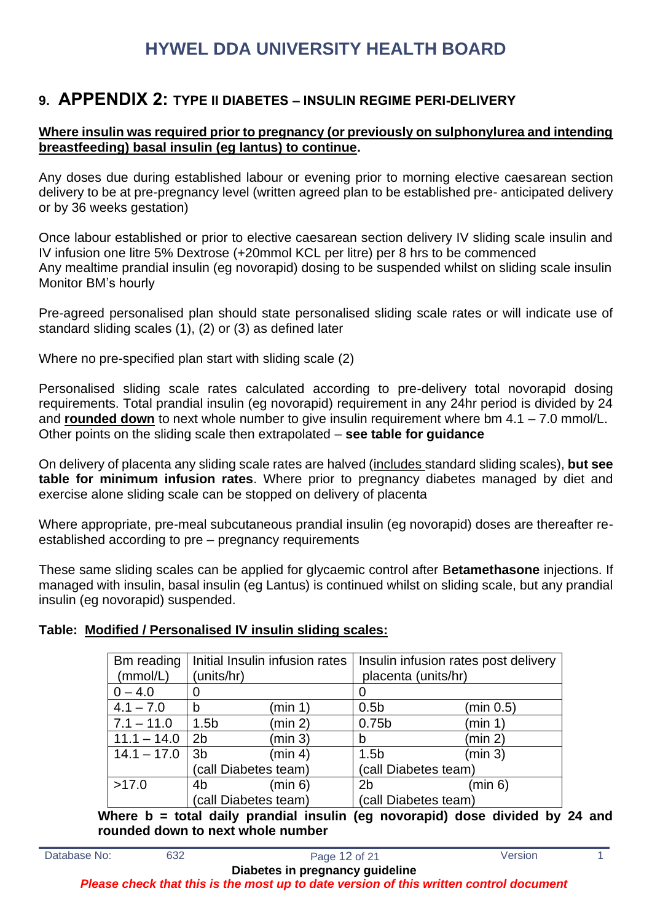## 9. APPENDIX 2: TYPE II DIABETES – INSULIN REGIME PERI-DELIVERY

**<u>Where insulin was required prior to pregnancy (or previously on sulphonylurea and intending breastfeeding) basal insulin (eg lantus) to continue</u>.**

Any doses due during established labour or evening prior to morning elective caesarean section delivery to be at pre-pregnancy level (written agreed plan to be established pre- anticipated delivery or by 36 weeks gestation)

Once labour established or prior to elective caesarean section delivery IV sliding scale insulin and IV infusion one litre 5% Dextrose (+20mmol KCL per litre) per 8 hrs to be commenced
Any mealtime prandial insulin (eg novorapid) dosing to be suspended whilst on sliding scale insulin
Monitor BM's hourly

Pre-agreed personalised plan should state personalised sliding scale rates or will indicate use of standard sliding scales (1), (2) or (3) as defined later

Where no pre-specified plan start with sliding scale (2)

Personalised sliding scale rates calculated according to pre-delivery total novorapid dosing requirements. Total prandial insulin (eg novorapid) requirement in any 24hr period is divided by 24 and **<u>rounded down</u>** to next whole number to give insulin requirement where bm 4.1 – 7.0 mmol/L. Other points on the sliding scale then extrapolated – **see table for guidance**

On delivery of placenta any sliding scale rates are halved (<u>includes</u> standard sliding scales), **but see table for minimum infusion rates**. Where prior to pregnancy diabetes managed by diet and exercise alone sliding scale can be stopped on delivery of placenta

Where appropriate, pre-meal subcutaneous prandial insulin (eg novorapid) doses are thereafter re-established according to pre – pregnancy requirements

These same sliding scales can be applied for glycaemic control after B**etamethasone** injections. If managed with insulin, basal insulin (eg Lantus) is continued whilst on sliding scale, but any prandial insulin (eg novorapid) suspended.

**Table: <u>Modified / Personalised IV insulin sliding scales:</u>**

| Bm reading (mmol/L) | Initial Insulin infusion rates (units/hr) | Insulin infusion rates post delivery placenta (units/hr) |
|---|---|---|
| 0 – 4.0 | 0 | 0 |
| 4.1 – 7.0 | b (min 1) | 0.5b (min 0.5) |
| 7.1 – 11.0 | 1.5b (min 2) | 0.75b (min 1) |
| 11.1 – 14.0 | 2b (min 3) | b (min 2) |
| 14.1 – 17.0 | 3b (min 4) (call Diabetes team) | 1.5b (min 3) (call Diabetes team) |
| >17.0 | 4b (min 6) (call Diabetes team) | 2b (min 6) (call Diabetes team) |

**Where b = total daily prandial insulin (eg novorapid) dose divided by 24 and rounded down to next whole number**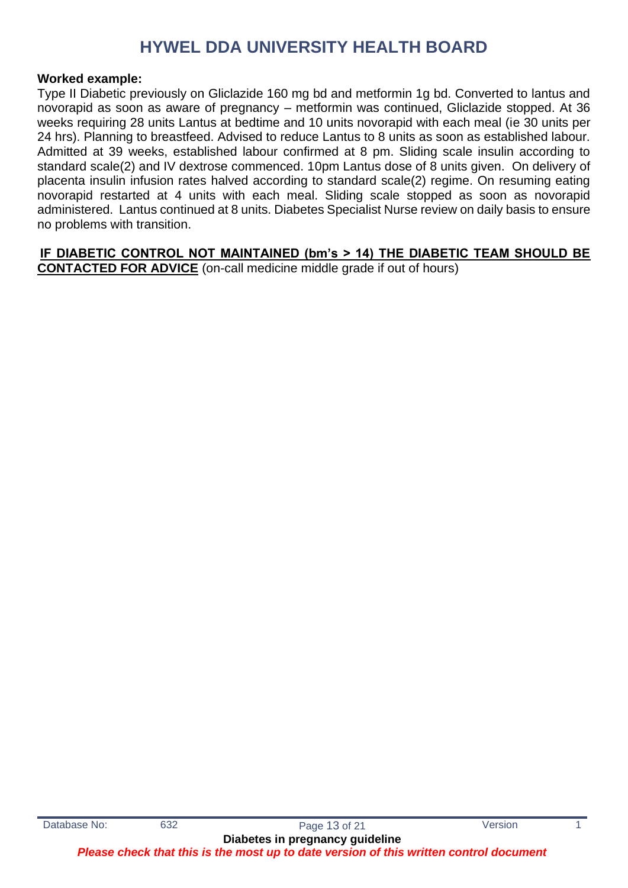**Worked example:**

Type II Diabetic previously on Gliclazide 160 mg bd and metformin 1g bd. Converted to lantus and novorapid as soon as aware of pregnancy – metformin was continued, Gliclazide stopped. At 36 weeks requiring 28 units Lantus at bedtime and 10 units novorapid with each meal (ie 30 units per 24 hrs). Planning to breastfeed. Advised to reduce Lantus to 8 units as soon as established labour. Admitted at 39 weeks, established labour confirmed at 8 pm. Sliding scale insulin according to standard scale(2) and IV dextrose commenced. 10pm Lantus dose of 8 units given. On delivery of placenta insulin infusion rates halved according to standard scale(2) regime. On resuming eating novorapid restarted at 4 units with each meal. Sliding scale stopped as soon as novorapid administered. Lantus continued at 8 units. Diabetes Specialist Nurse review on daily basis to ensure no problems with transition.

<u>**IF DIABETIC CONTROL NOT MAINTAINED (bm's > 14) THE DIABETIC TEAM SHOULD BE CONTACTED FOR ADVICE**</u> (on-call medicine middle grade if out of hours)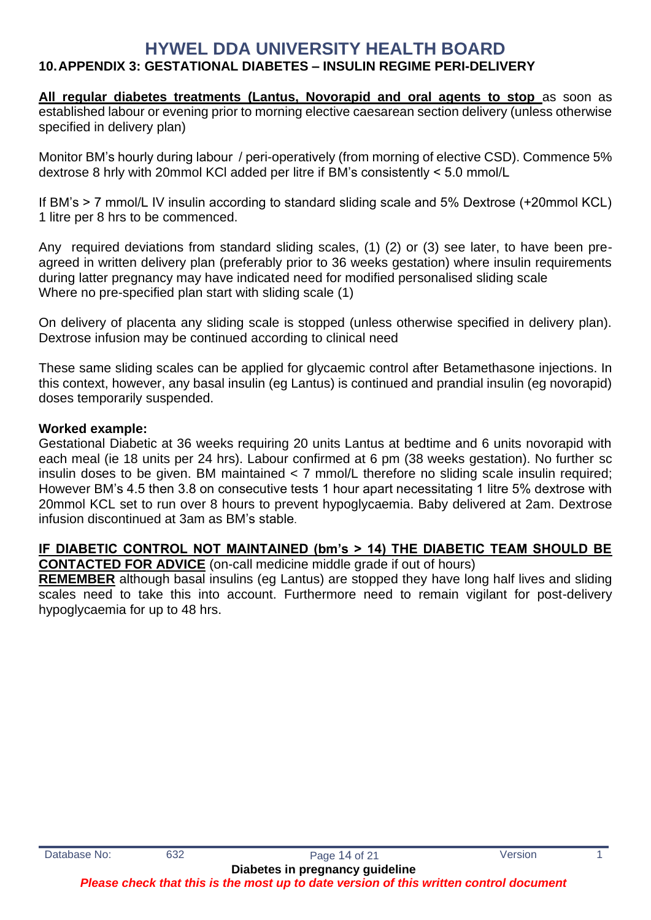# HYWEL DDA UNIVERSITY HEALTH BOARD

## 10. APPENDIX 3: GESTATIONAL DIABETES – INSULIN REGIME PERI-DELIVERY

**All regular diabetes treatments (Lantus, Novorapid and oral agents to stop** as soon as established labour or evening prior to morning elective caesarean section delivery (unless otherwise specified in delivery plan)

Monitor BM's hourly during labour / peri-operatively (from morning of elective CSD). Commence 5% dextrose 8 hrly with 20mmol KCl added per litre if BM's consistently < 5.0 mmol/L

If BM's > 7 mmol/L IV insulin according to standard sliding scale and 5% Dextrose (+20mmol KCL) 1 litre per 8 hrs to be commenced.

Any required deviations from standard sliding scales, (1) (2) or (3) see later, to have been pre-agreed in written delivery plan (preferably prior to 36 weeks gestation) where insulin requirements during latter pregnancy may have indicated need for modified personalised sliding scale
Where no pre-specified plan start with sliding scale (1)

On delivery of placenta any sliding scale is stopped (unless otherwise specified in delivery plan). Dextrose infusion may be continued according to clinical need

These same sliding scales can be applied for glycaemic control after Betamethasone injections. In this context, however, any basal insulin (eg Lantus) is continued and prandial insulin (eg novorapid) doses temporarily suspended.

**Worked example:**
Gestational Diabetic at 36 weeks requiring 20 units Lantus at bedtime and 6 units novorapid with each meal (ie 18 units per 24 hrs). Labour confirmed at 6 pm (38 weeks gestation). No further sc insulin doses to be given. BM maintained < 7 mmol/L therefore no sliding scale insulin required; However BM's 4.5 then 3.8 on consecutive tests 1 hour apart necessitating 1 litre 5% dextrose with 20mmol KCL set to run over 8 hours to prevent hypoglycaemia. Baby delivered at 2am. Dextrose infusion discontinued at 3am as BM's stable.

**IF DIABETIC CONTROL NOT MAINTAINED (bm's > 14) THE DIABETIC TEAM SHOULD BE CONTACTED FOR ADVICE** (on-call medicine middle grade if out of hours)
**REMEMBER** although basal insulins (eg Lantus) are stopped they have long half lives and sliding scales need to take this into account. Furthermore need to remain vigilant for post-delivery hypoglycaemia for up to 48 hrs.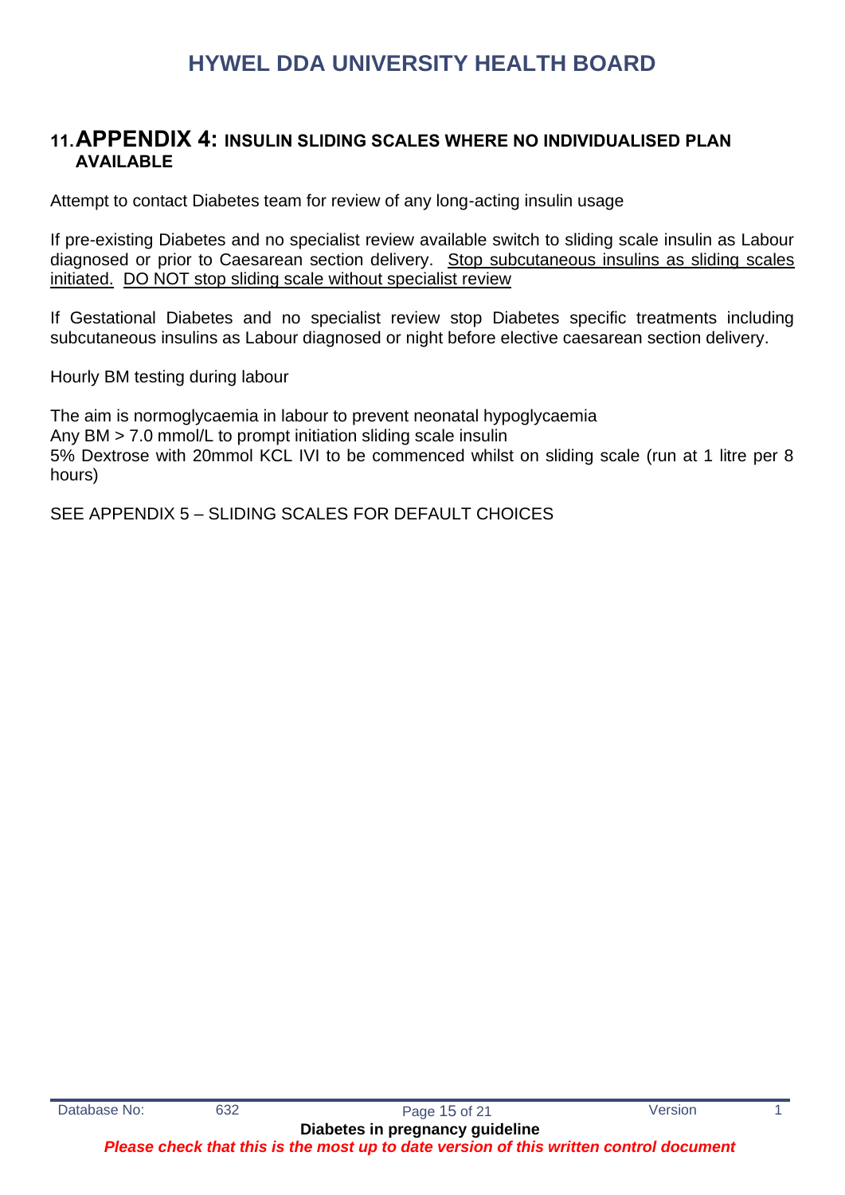## 11. APPENDIX 4: INSULIN SLIDING SCALES WHERE NO INDIVIDUALISED PLAN AVAILABLE

Attempt to contact Diabetes team for review of any long-acting insulin usage

If pre-existing Diabetes and no specialist review available switch to sliding scale insulin as Labour diagnosed or prior to Caesarean section delivery. <u>Stop subcutaneous insulins as sliding scales initiated.</u> <u>DO NOT stop sliding scale without specialist review</u>

If Gestational Diabetes and no specialist review stop Diabetes specific treatments including subcutaneous insulins as Labour diagnosed or night before elective caesarean section delivery.

Hourly BM testing during labour

The aim is normoglycaemia in labour to prevent neonatal hypoglycaemia
Any BM > 7.0 mmol/L to prompt initiation sliding scale insulin
5% Dextrose with 20mmol KCL IVI to be commenced whilst on sliding scale (run at 1 litre per 8 hours)

SEE APPENDIX 5 – SLIDING SCALES FOR DEFAULT CHOICES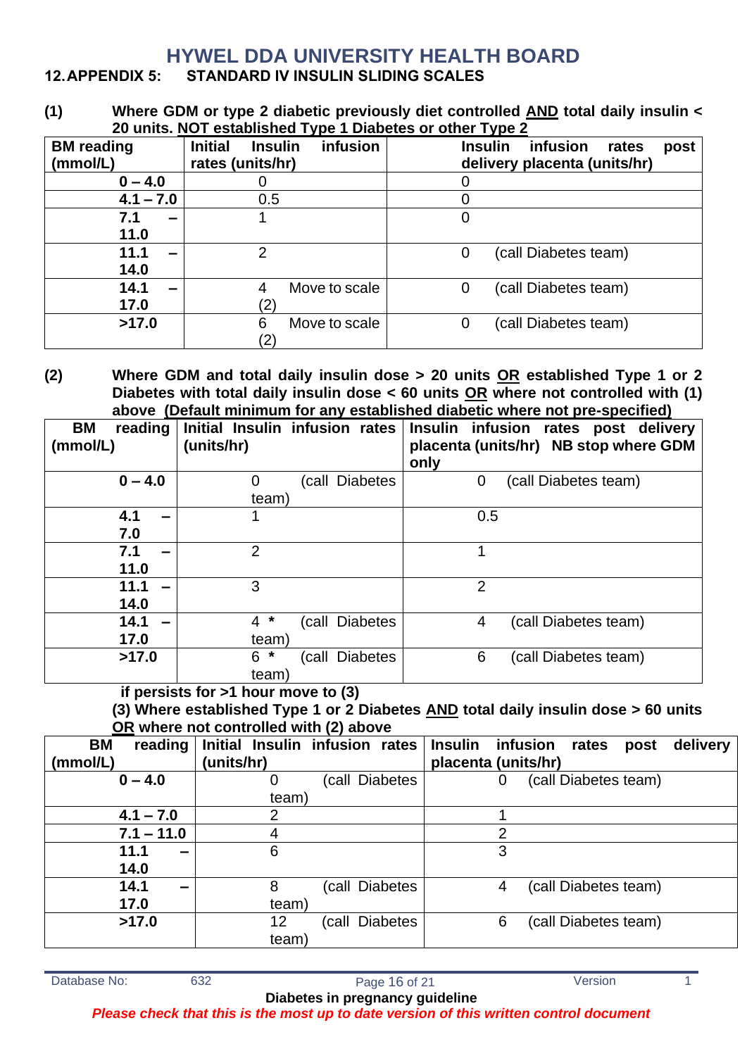# HYWEL DDA UNIVERSITY HEALTH BOARD

## 12. APPENDIX 5: STANDARD IV INSULIN SLIDING SCALES

**(1) Where GDM or type 2 diabetic previously diet controlled AND total daily insulin < 20 units. NOT established Type 1 Diabetes or other Type 2**

| BM reading (mmol/L) | Initial Insulin infusion rates (units/hr) | Insulin infusion rates post delivery placenta (units/hr) |
|---|---|---|
| **0 – 4.0** | 0 | 0 |
| **4.1 – 7.0** | 0.5 | 0 |
| **7.1 – 11.0** | 1 | 0 |
| **11.1 – 14.0** | 2 | 0 (call Diabetes team) |
| **14.1 – 17.0** | 4 Move to scale (2) | 0 (call Diabetes team) |
| **>17.0** | 6 Move to scale (2) | 0 (call Diabetes team) |

**(2) Where GDM and total daily insulin dose > 20 units OR established Type 1 or 2 Diabetes with total daily insulin dose < 60 units OR where not controlled with (1) above (Default minimum for any established diabetic where not pre-specified)**

| BM reading (mmol/L) | Initial Insulin infusion rates (units/hr) | Insulin infusion rates post delivery placenta (units/hr) NB stop where GDM only |
|---|---|---|
| **0 – 4.0** | 0 (call Diabetes team) | 0 (call Diabetes team) |
| **4.1 – 7.0** | 1 | 0.5 |
| **7.1 – 11.0** | 2 | 1 |
| **11.1 – 14.0** | 3 | 2 |
| **14.1 – 17.0** | 4 * (call Diabetes team) | 4 (call Diabetes team) |
| **>17.0** | 6 * (call Diabetes team) | 6 (call Diabetes team) |

**\* if persists for >1 hour move to (3)**

**(3) Where established Type 1 or 2 Diabetes AND total daily insulin dose > 60 units OR where not controlled with (2) above**

| BM reading (mmol/L) | Initial Insulin infusion rates (units/hr) | Insulin infusion rates post delivery placenta (units/hr) |
|---|---|---|
| **0 – 4.0** | 0 (call Diabetes team) | 0 (call Diabetes team) |
| **4.1 – 7.0** | 2 | 1 |
| **7.1 – 11.0** | 4 | 2 |
| **11.1 – 14.0** | 6 | 3 |
| **14.1 – 17.0** | 8 (call Diabetes team) | 4 (call Diabetes team) |
| **>17.0** | 12 (call Diabetes team) | 6 (call Diabetes team) |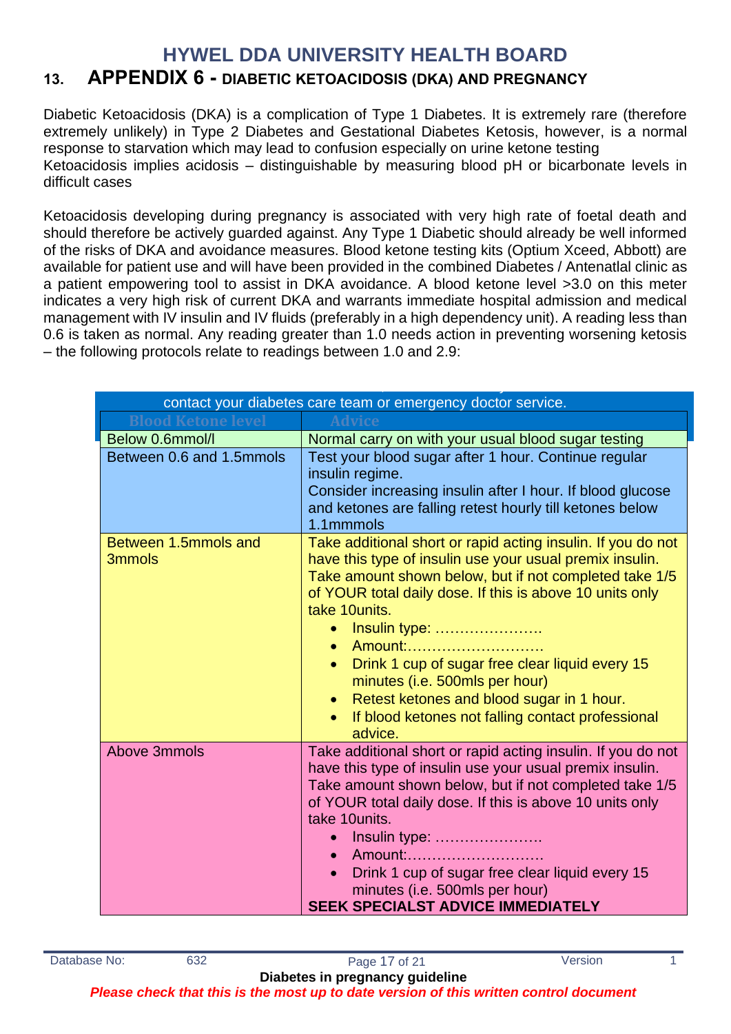## 13. APPENDIX 6 - DIABETIC KETOACIDOSIS (DKA) AND PREGNANCY

Diabetic Ketoacidosis (DKA) is a complication of Type 1 Diabetes. It is extremely rare (therefore extremely unlikely) in Type 2 Diabetes and Gestational Diabetes Ketosis, however, is a normal response to starvation which may lead to confusion especially on urine ketone testing
Ketoacidosis implies acidosis – distinguishable by measuring blood pH or bicarbonate levels in difficult cases

Ketoacidosis developing during pregnancy is associated with very high rate of foetal death and should therefore be actively guarded against. Any Type 1 Diabetic should already be well informed of the risks of DKA and avoidance measures. Blood ketone testing kits (Optium Xceed, Abbott) are available for patient use and will have been provided in the combined Diabetes / Antenatlal clinic as a patient empowering tool to assist in DKA avoidance. A blood ketone level >3.0 on this meter indicates a very high risk of current DKA and warrants immediate hospital admission and medical management with IV insulin and IV fluids (preferably in a high dependency unit). A reading less than 0.6 is taken as normal. Any reading greater than 1.0 needs action in preventing worsening ketosis – the following protocols relate to readings between 1.0 and 2.9:

contact your diabetes care team or emergency doctor service.

| Blood Ketone level | Advice |
|---|---|
| Below 0.6mmol/l | Normal carry on with your usual blood sugar testing |
| Between 0.6 and 1.5mmols | Test your blood sugar after 1 hour. Continue regular insulin regime.<br>Consider increasing insulin after I hour. If blood glucose and ketones are falling retest hourly till ketones below 1.1mmmols |
| Between 1.5mmols and 3mmols | Take additional short or rapid acting insulin. If you do not have this type of insulin use your usual premix insulin. Take amount shown below, but if not completed take 1/5 of YOUR total daily dose. If this is above 10 units only take 10units.<br>• Insulin type: ………………….<br>• Amount:……………………….<br>• Drink 1 cup of sugar free clear liquid every 15 minutes (i.e. 500mls per hour)<br>• Retest ketones and blood sugar in 1 hour.<br>• If blood ketones not falling contact professional advice. |
| Above 3mmols | Take additional short or rapid acting insulin. If you do not have this type of insulin use your usual premix insulin. Take amount shown below, but if not completed take 1/5 of YOUR total daily dose. If this is above 10 units only take 10units.<br>• Insulin type: ………………….<br>• Amount:……………………….<br>• Drink 1 cup of sugar free clear liquid every 15 minutes (i.e. 500mls per hour)<br>**SEEK SPECIALST ADVICE IMMEDIATELY** |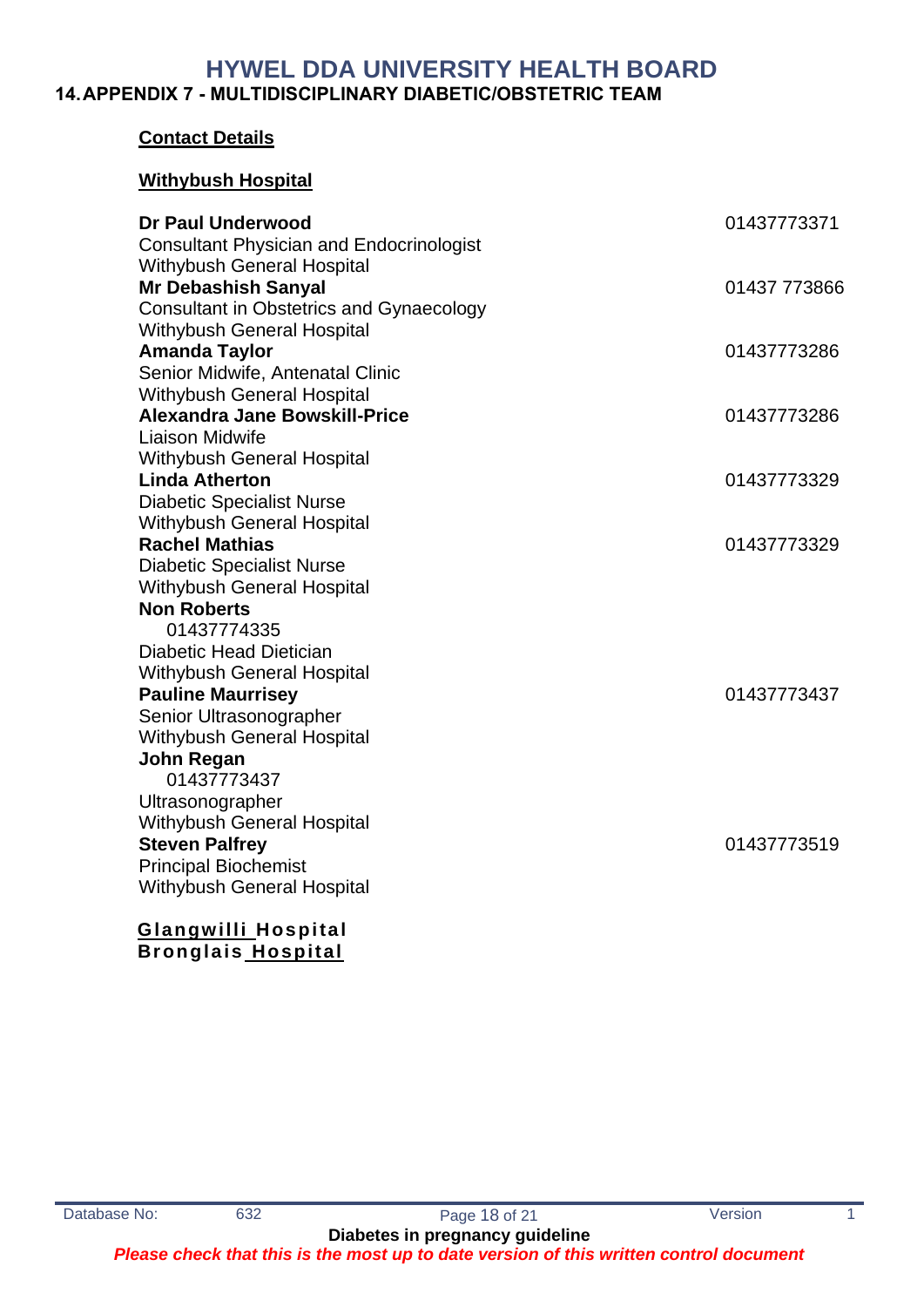# HYWEL DDA UNIVERSITY HEALTH BOARD

## 14. APPENDIX 7 - MULTIDISCIPLINARY DIABETIC/OBSTETRIC TEAM

**Contact Details**

**Withybush Hospital**

**Dr Paul Underwood** 01437773371
Consultant Physician and Endocrinologist
Withybush General Hospital

**Mr Debashish Sanyal** 01437 773866
Consultant in Obstetrics and Gynaecology
Withybush General Hospital

**Amanda Taylor** 01437773286
Senior Midwife, Antenatal Clinic
Withybush General Hospital

**Alexandra Jane Bowskill-Price** 01437773286
Liaison Midwife
Withybush General Hospital

**Linda Atherton** 01437773329
Diabetic Specialist Nurse
Withybush General Hospital

**Rachel Mathias** 01437773329
Diabetic Specialist Nurse
Withybush General Hospital

**Non Roberts** 01437774335
Diabetic Head Dietician
Withybush General Hospital

**Pauline Maurrisey** 01437773437
Senior Ultrasonographer
Withybush General Hospital

**John Regan** 01437773437
Ultrasonographer
Withybush General Hospital

**Steven Palfrey** 01437773519
Principal Biochemist
Withybush General Hospital

**Glangwilli Hospital**

**Bronglais Hospital**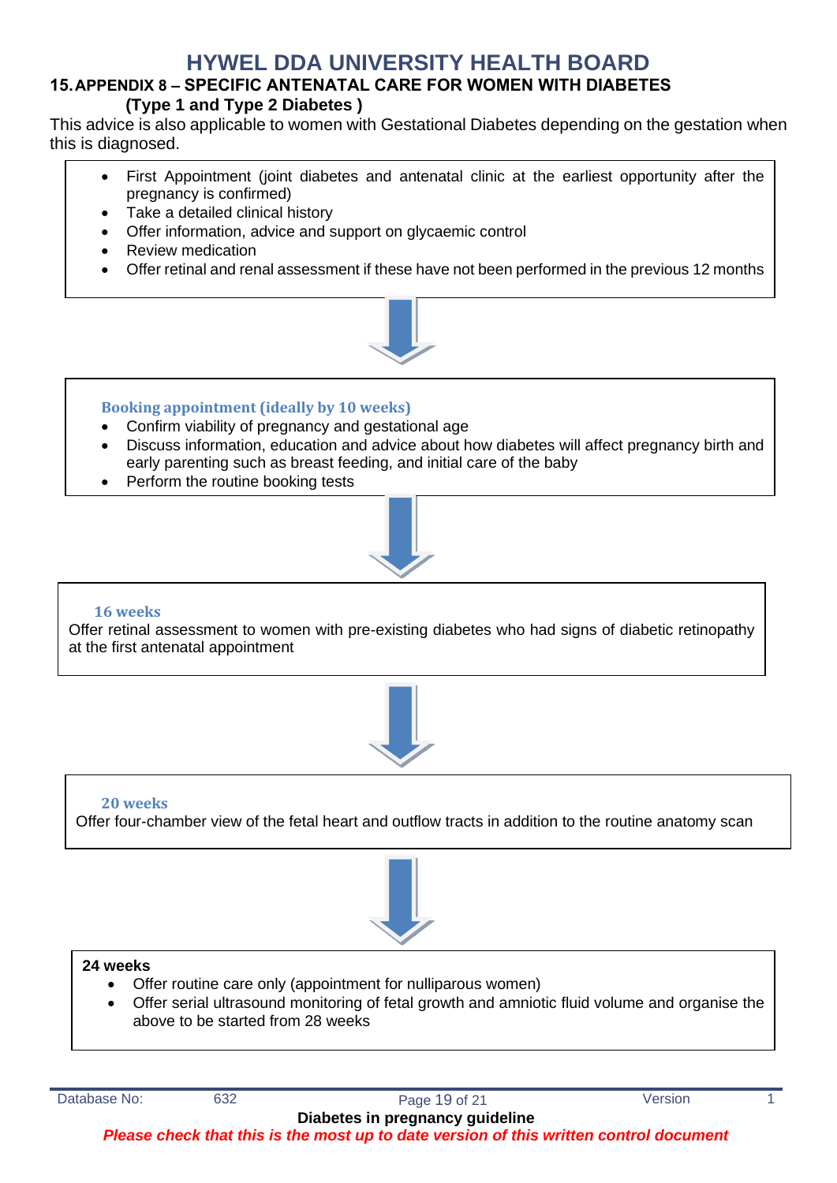# HYWEL DDA UNIVERSITY HEALTH BOARD

## 15. APPENDIX 8 – SPECIFIC ANTENATAL CARE FOR WOMEN WITH DIABETES (Type 1 and Type 2 Diabetes )

This advice is also applicable to women with Gestational Diabetes depending on the gestation when this is diagnosed.

- First Appointment (joint diabetes and antenatal clinic at the earliest opportunity after the pregnancy is confirmed)
- Take a detailed clinical history
- Offer information, advice and support on glycaemic control
- Review medication
- Offer retinal and renal assessment if these have not been performed in the previous 12 months

↓

**Booking appointment (ideally by 10 weeks)**

- Confirm viability of pregnancy and gestational age
- Discuss information, education and advice about how diabetes will affect pregnancy birth and early parenting such as breast feeding, and initial care of the baby
- Perform the routine booking tests

↓

**16 weeks**

Offer retinal assessment to women with pre-existing diabetes who had signs of diabetic retinopathy at the first antenatal appointment

↓

**20 weeks**

Offer four-chamber view of the fetal heart and outflow tracts in addition to the routine anatomy scan

↓

**24 weeks**

- Offer routine care only (appointment for nulliparous women)
- Offer serial ultrasound monitoring of fetal growth and amniotic fluid volume and organise the above to be started from 28 weeks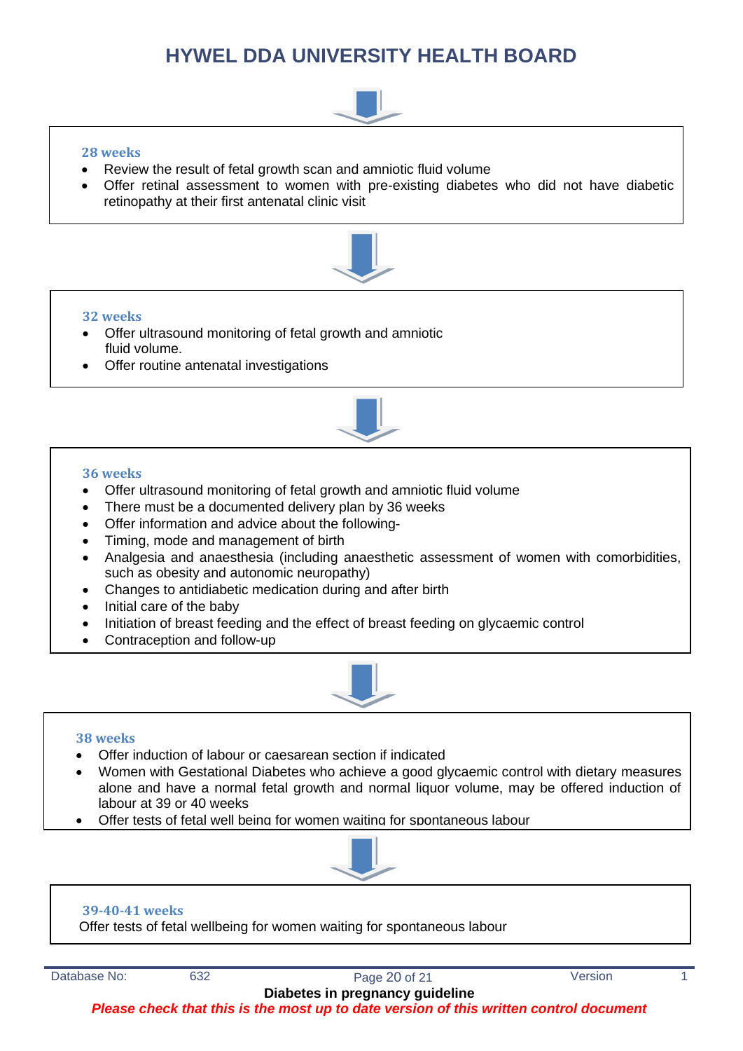### 28 weeks

- Review the result of fetal growth scan and amniotic fluid volume
- Offer retinal assessment to women with pre-existing diabetes who did not have diabetic retinopathy at their first antenatal clinic visit

### 32 weeks

- Offer ultrasound monitoring of fetal growth and amniotic fluid volume.
- Offer routine antenatal investigations

### 36 weeks

- Offer ultrasound monitoring of fetal growth and amniotic fluid volume
- There must be a documented delivery plan by 36 weeks
- Offer information and advice about the following-
- Timing, mode and management of birth
- Analgesia and anaesthesia (including anaesthetic assessment of women with comorbidities, such as obesity and autonomic neuropathy)
- Changes to antidiabetic medication during and after birth
- Initial care of the baby
- Initiation of breast feeding and the effect of breast feeding on glycaemic control
- Contraception and follow-up

### 38 weeks

- Offer induction of labour or caesarean section if indicated
- Women with Gestational Diabetes who achieve a good glycaemic control with dietary measures alone and have a normal fetal growth and normal liquor volume, may be offered induction of labour at 39 or 40 weeks
- Offer tests of fetal well being for women waiting for spontaneous labour

### 39-40-41 weeks

Offer tests of fetal wellbeing for women waiting for spontaneous labour